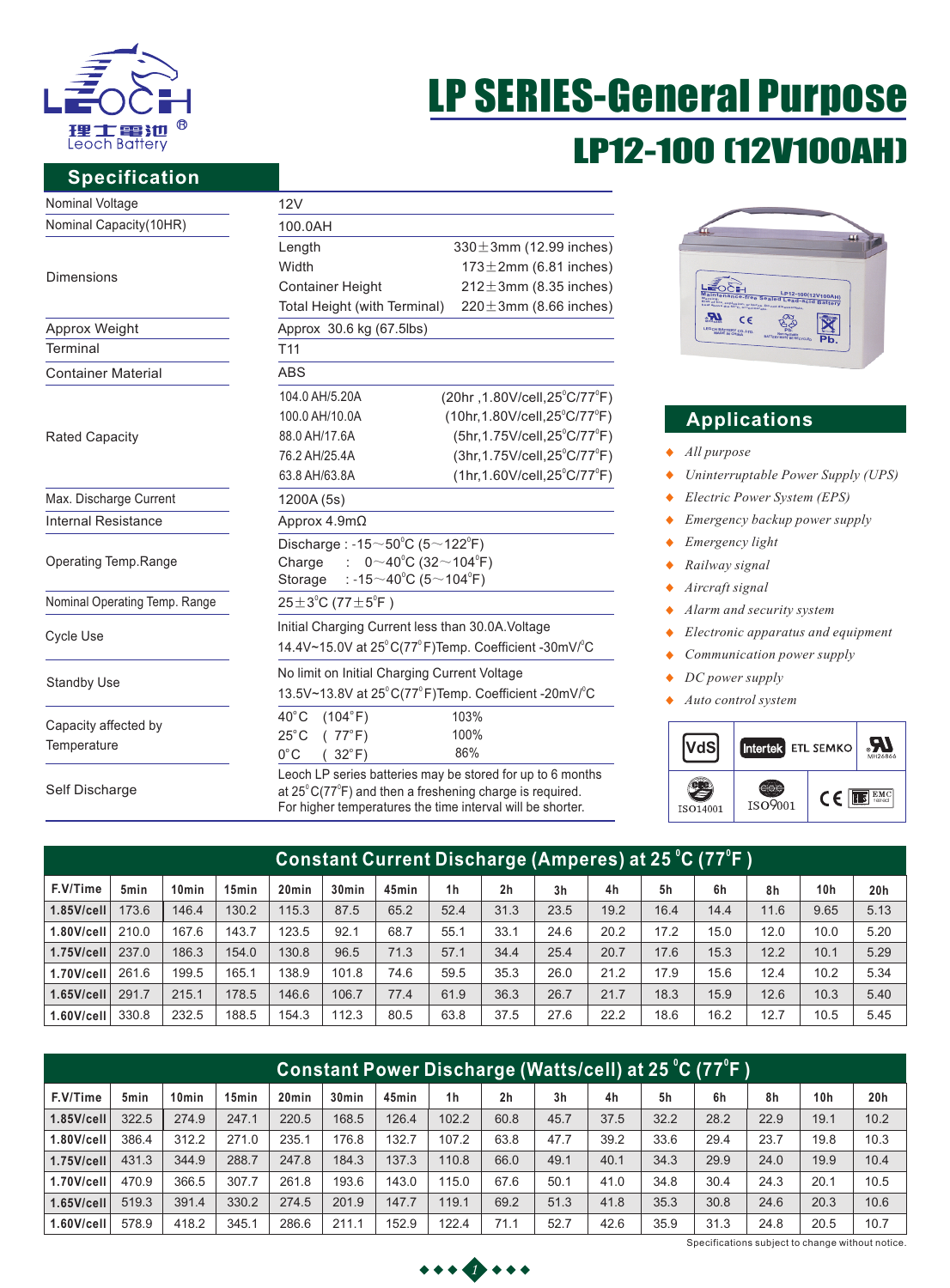理士電池 Leoch Battery

# LP SERIES-General Purpose

## LP12-100 (12V100AH)

## Specification

| | | |
|---|---|---|
| Nominal Voltage | 12V | |
| Nominal Capacity(10HR) | 100.0AH | |
| Dimensions | Length | 330±3mm (12.99 inches) |
| | Width | 173±2mm (6.81 inches) |
| | Container Height | 212±3mm (8.35 inches) |
| | Total Height (with Terminal) | 220±3mm (8.66 inches) |
| Approx Weight | Approx 30.6 kg (67.5lbs) | |
| Terminal | T11 | |
| Container Material | ABS | |
| Rated Capacity | 104.0 AH/5.20A | (20hr ,1.80V/cell,25°C/77°F) |
| | 100.0 AH/10.0A | (10hr,1.80V/cell,25°C/77°F) |
| | 88.0 AH/17.6A | (5hr,1.75V/cell,25°C/77°F) |
| | 76.2 AH/25.4A | (3hr,1.75V/cell,25°C/77°F) |
| | 63.8 AH/63.8A | (1hr,1.60V/cell,25°C/77°F) |
| Max. Discharge Current | 1200A (5s) | |
| Internal Resistance | Approx 4.9mΩ | |
| Operating Temp.Range | Discharge : -15～50°C (5～122°F) | |
| | Charge : 0～40°C (32～104°F) | |
| | Storage : -15～40°C (5～104°F) | |
| Nominal Operating Temp. Range | 25±3°C (77±5°F ) | |
| Cycle Use | Initial Charging Current less than 30.0A.Voltage 14.4V~15.0V at 25°C(77°F)Temp. Coefficient -30mV/°C | |
| Standby Use | No limit on Initial Charging Current Voltage 13.5V~13.8V at 25°C(77°F)Temp. Coefficient -20mV/°C | |
| Capacity affected by Temperature | 40°C (104°F) | 103% |
| | 25°C ( 77°F) | 100% |
| | 0°C ( 32°F) | 86% |
| Self Discharge | Leoch LP series batteries may be stored for up to 6 months at 25°C(77°F) and then a freshening charge is required. For higher temperatures the time interval will be shorter. | |

## Applications

- *All purpose*
- *Uninterruptable Power Supply (UPS)*
- *Electric Power System (EPS)*
- *Emergency backup power supply*
- *Emergency light*
- *Railway signal*
- *Aircraft signal*
- *Alarm and security system*
- *Electronic apparatus and equipment*
- *Communication power supply*
- *DC power supply*
- *Auto control system*

VdS | Intertek ETL SEMKO | UL MH26866 | ISO14001 | ISO9001 | CE | EMC

## Constant Current Discharge (Amperes) at 25°C (77°F )

| F.V/Time | 5min | 10min | 15min | 20min | 30min | 45min | 1h | 2h | 3h | 4h | 5h | 6h | 8h | 10h | 20h |
|---|---|---|---|---|---|---|---|---|---|---|---|---|---|---|---|
| **1.85V/cell** | 173.6 | 146.4 | 130.2 | 115.3 | 87.5 | 65.2 | 52.4 | 31.3 | 23.5 | 19.2 | 16.4 | 14.4 | 11.6 | 9.65 | 5.13 |
| **1.80V/cell** | 210.0 | 167.6 | 143.7 | 123.5 | 92.1 | 68.7 | 55.1 | 33.1 | 24.6 | 20.2 | 17.2 | 15.0 | 12.0 | 10.0 | 5.20 |
| **1.75V/cell** | 237.0 | 186.3 | 154.0 | 130.8 | 96.5 | 71.3 | 57.1 | 34.4 | 25.4 | 20.7 | 17.6 | 15.3 | 12.2 | 10.1 | 5.29 |
| **1.70V/cell** | 261.6 | 199.5 | 165.1 | 138.9 | 101.8 | 74.6 | 59.5 | 35.3 | 26.0 | 21.2 | 17.9 | 15.6 | 12.4 | 10.2 | 5.34 |
| **1.65V/cell** | 291.7 | 215.1 | 178.5 | 146.6 | 106.7 | 77.4 | 61.9 | 36.3 | 26.7 | 21.7 | 18.3 | 15.9 | 12.6 | 10.3 | 5.40 |
| **1.60V/cell** | 330.8 | 232.5 | 188.5 | 154.3 | 112.3 | 80.5 | 63.8 | 37.5 | 27.6 | 22.2 | 18.6 | 16.2 | 12.7 | 10.5 | 5.45 |

## Constant Power Discharge (Watts/cell) at 25°C (77°F )

| F.V/Time | 5min | 10min | 15min | 20min | 30min | 45min | 1h | 2h | 3h | 4h | 5h | 6h | 8h | 10h | 20h |
|---|---|---|---|---|---|---|---|---|---|---|---|---|---|---|---|
| **1.85V/cell** | 322.5 | 274.9 | 247.1 | 220.5 | 168.5 | 126.4 | 102.2 | 60.8 | 45.7 | 37.5 | 32.2 | 28.2 | 22.9 | 19.1 | 10.2 |
| **1.80V/cell** | 386.4 | 312.2 | 271.0 | 235.1 | 176.8 | 132.7 | 107.2 | 63.8 | 47.7 | 39.2 | 33.6 | 29.4 | 23.7 | 19.8 | 10.3 |
| **1.75V/cell** | 431.3 | 344.9 | 288.7 | 247.8 | 184.3 | 137.3 | 110.8 | 66.0 | 49.1 | 40.1 | 34.3 | 29.9 | 24.0 | 19.9 | 10.4 |
| **1.70V/cell** | 470.9 | 366.5 | 307.7 | 261.8 | 193.6 | 143.0 | 115.0 | 67.6 | 50.1 | 41.0 | 34.8 | 30.4 | 24.3 | 20.1 | 10.5 |
| **1.65V/cell** | 519.3 | 391.4 | 330.2 | 274.5 | 201.9 | 147.7 | 119.1 | 69.2 | 51.3 | 41.8 | 35.3 | 30.8 | 24.6 | 20.3 | 10.6 |
| **1.60V/cell** | 578.9 | 418.2 | 345.1 | 286.6 | 211.1 | 152.9 | 122.4 | 71.1 | 52.7 | 42.6 | 35.9 | 31.3 | 24.8 | 20.5 | 10.7 |

Specifications subject to change without notice.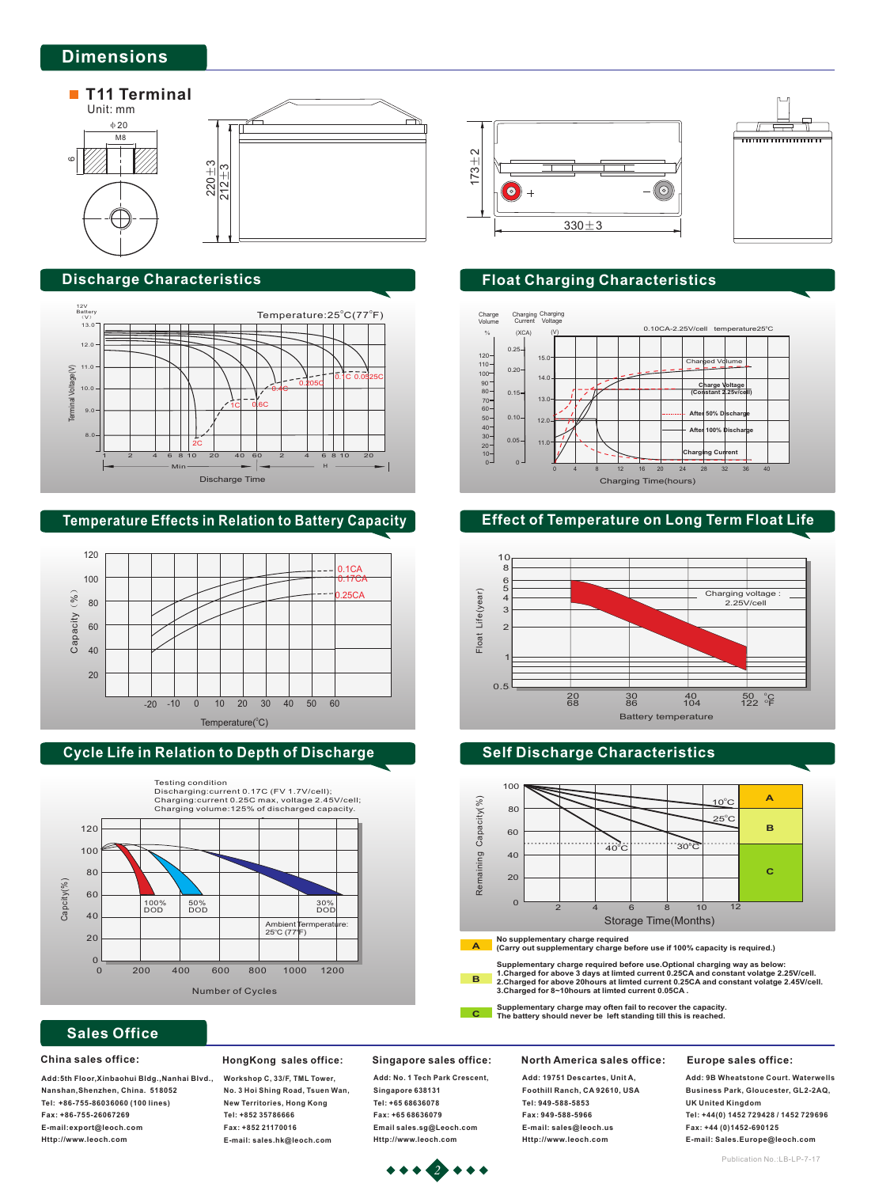## Dimensions

### T11 Terminal

Unit: mm

φ20

M8

6

220±3

212±3

173±2

330±3

## Discharge Characteristics

12V Battery (V)

Temperature:25°C(77°F)

Terminal Voltage(V)

13.0
12.0
11.0
10.0
9.0
8.0

0.1C 0.05C
0.25C
0.205C
0.4C
1C
0.6C
2C
0.25C

1 2 4 6 8 10 20 40 60 2 4 6 8 10 20

Min H

Discharge Time

## Float Charging Characteristics

Charge Volume %

Charging Current (XCA)

Charging Voltage (V)

0.10CA-2.25V/cell temperature25°C

Charged Volume

Charge Voltage (Constant 2.25v/cell)

After 50% Discharge

After 100% Discharge

Charging Current

0 4 8 12 16 20 24 28 32 36 40

Charging Time(hours)

## Temperature Effects in Relation to Battery Capacity

Capacity (%)

120
100
80
60
40
20

0.1CA
0.17CA
0.25CA

-20 -10 0 10 20 30 40 50 60

Temperature(°C)

## Effect of Temperature on Long Term Float Life

Float Life(year)

10 8 6 5 4 3 2 1 0.5

Charging voltage : 2.25V/cell

20 30 40 50 °C
68 86 104 122 °F

Battery temperature

## Cycle Life in Relation to Depth of Discharge

Testing condition
Discharging:current 0.17C (FV 1.7V/cell);
Charging:current 0.25C max, voltage 2.45V/cell;
Charging volume:125% of discharged capacity.

Capacity(%)

120
100
80
60
40
20
0

100% DOD
50% DOD
30% DOD

Ambient Temperature: 25°C (77°F)

0 200 400 600 800 1000 1200

Number of Cycles

## Self Discharge Characteristics

Remaining Capacity(%)

100
80
60
40
20
0

10°C
25°C
40°C
30°C

A
B
C

2 4 6 8 10 12

Storage Time(Months)

**A** No supplementary charge required
(Carry out supplementary charge before use if 100% capacity is required.)

**B** Supplementary charge required before use.Optional charging way as below:
1.Charged for above 3 days at limted current 0.25CA and constant volatge 2.25V/cell.
2.Charged for above 20hours at limted current 0.25CA and constant volatge 2.45V/cell.
3.Charged for 8~10hours at limted current 0.05CA .

**C** Supplementary charge may often fail to recover the capacity.
The battery should never be left standing till this is reached.

## Sales Office

**China sales office:**
Add:5th Floor,Xinbaohui Bldg.,Nanhai Blvd., Nanshan,Shenzhen, China. 518052
Tel: +86-755-86036060 (100 lines)
Fax: +86-755-26067269
E-mail:export@leoch.com
Http://www.leoch.com

**HongKong sales office:**
Workshop C, 33/F, TML Tower,
No. 3 Hoi Shing Road, Tsuen Wan,
New Territories, Hong Kong
Tel: +852 35786666
Fax: +852 21170016
E-mail: sales.hk@leoch.com

**Singapore sales office:**
Add: No. 1 Tech Park Crescent,
Singapore 638131
Tel: +65 68636078
Fax: +65 68636079
Email sales.sg@Leoch.com
Http://www.leoch.com

**North America sales office:**
Add: 19751 Descartes, Unit A,
Foothill Ranch, CA 92610, USA
Tel: 949-588-5853
Fax: 949-588-5966
E-mail: sales@leoch.us
Http://www.leoch.com

**Europe sales office:**
Add: 9B Wheatstone Court. Waterwells
Business Park, Gloucester, GL2-2AQ,
UK United Kingdom
Tel: +44(0) 1452 729428 / 1452 729696
Fax: +44 (0)1452-690125
E-mail: Sales.Europe@leoch.com

Publication No.:LB-LP-7-17